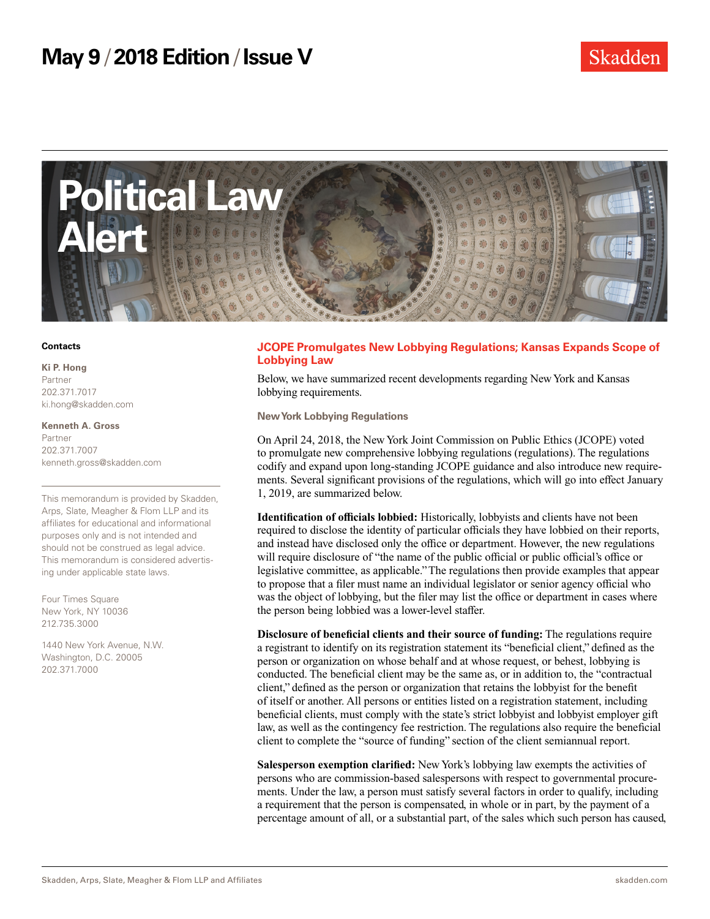# May 9 / 2018 Edition / Issue V

Skadden

# Political Law Alert

**Contacts**

**Ki P. Hong**
Partner
202.371.7017
ki.hong@skadden.com

**Kenneth A. Gross**
Partner
202.371.7007
kenneth.gross@skadden.com

This memorandum is provided by Skadden, Arps, Slate, Meagher & Flom LLP and its affiliates for educational and informational purposes only and is not intended and should not be construed as legal advice. This memorandum is considered advertising under applicable state laws.

Four Times Square
New York, NY 10036
212.735.3000

1440 New York Avenue, N.W.
Washington, D.C. 20005
202.371.7000

## JCOPE Promulgates New Lobbying Regulations; Kansas Expands Scope of Lobbying Law

Below, we have summarized recent developments regarding New York and Kansas lobbying requirements.

### New York Lobbying Regulations

On April 24, 2018, the New York Joint Commission on Public Ethics (JCOPE) voted to promulgate new comprehensive lobbying regulations (regulations). The regulations codify and expand upon long-standing JCOPE guidance and also introduce new requirements. Several significant provisions of the regulations, which will go into effect January 1, 2019, are summarized below.

**Identification of officials lobbied:** Historically, lobbyists and clients have not been required to disclose the identity of particular officials they have lobbied on their reports, and instead have disclosed only the office or department. However, the new regulations will require disclosure of "the name of the public official or public official's office or legislative committee, as applicable." The regulations then provide examples that appear to propose that a filer must name an individual legislator or senior agency official who was the object of lobbying, but the filer may list the office or department in cases where the person being lobbied was a lower-level staffer.

**Disclosure of beneficial clients and their source of funding:** The regulations require a registrant to identify on its registration statement its "beneficial client," defined as the person or organization on whose behalf and at whose request, or behest, lobbying is conducted. The beneficial client may be the same as, or in addition to, the "contractual client," defined as the person or organization that retains the lobbyist for the benefit of itself or another. All persons or entities listed on a registration statement, including beneficial clients, must comply with the state's strict lobbyist and lobbyist employer gift law, as well as the contingency fee restriction. The regulations also require the beneficial client to complete the "source of funding" section of the client semiannual report.

**Salesperson exemption clarified:** New York's lobbying law exempts the activities of persons who are commission-based salespersons with respect to governmental procurements. Under the law, a person must satisfy several factors in order to qualify, including a requirement that the person is compensated, in whole or in part, by the payment of a percentage amount of all, or a substantial part, of the sales which such person has caused,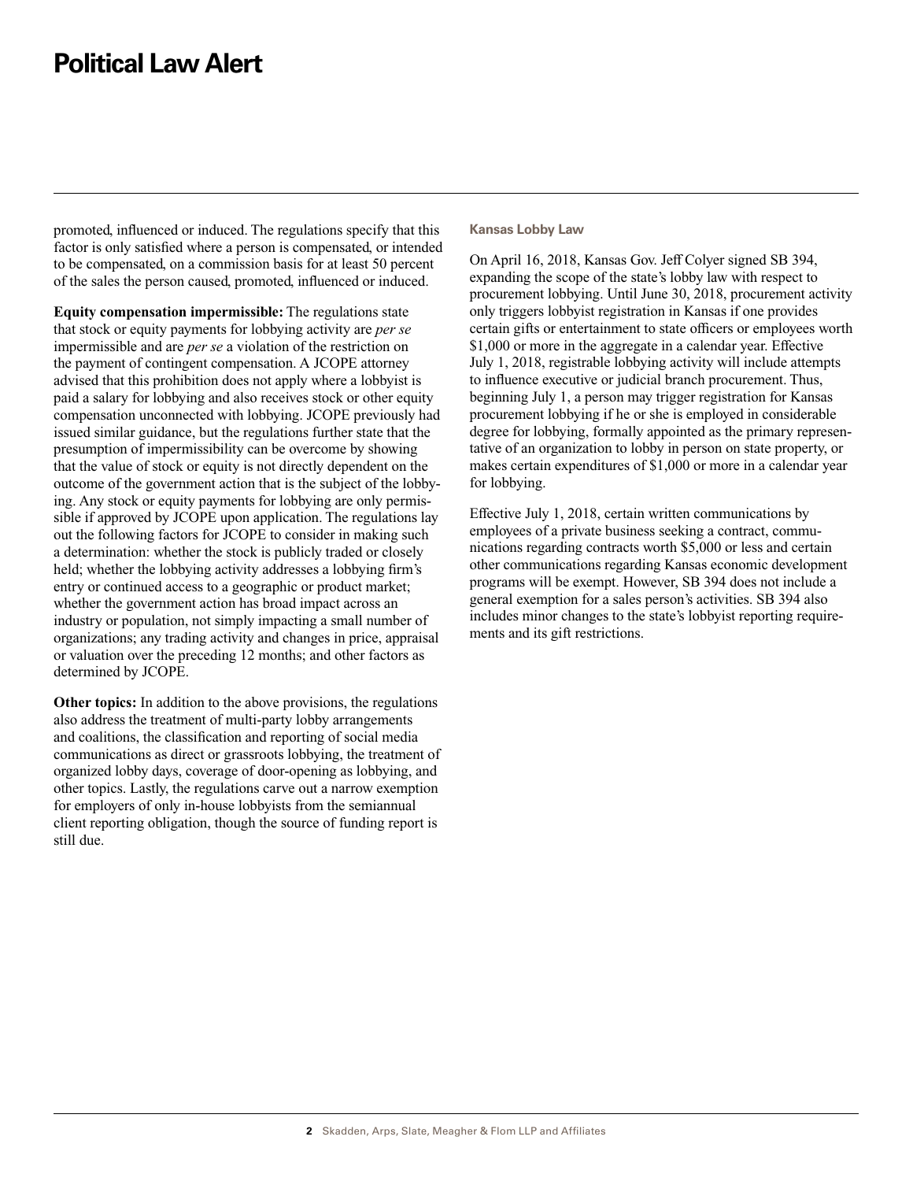promoted, influenced or induced. The regulations specify that this factor is only satisfied where a person is compensated, or intended to be compensated, on a commission basis for at least 50 percent of the sales the person caused, promoted, influenced or induced.

**Equity compensation impermissible:** The regulations state that stock or equity payments for lobbying activity are *per se* impermissible and are *per se* a violation of the restriction on the payment of contingent compensation. A JCOPE attorney advised that this prohibition does not apply where a lobbyist is paid a salary for lobbying and also receives stock or other equity compensation unconnected with lobbying. JCOPE previously had issued similar guidance, but the regulations further state that the presumption of impermissibility can be overcome by showing that the value of stock or equity is not directly dependent on the outcome of the government action that is the subject of the lobbying. Any stock or equity payments for lobbying are only permissible if approved by JCOPE upon application. The regulations lay out the following factors for JCOPE to consider in making such a determination: whether the stock is publicly traded or closely held; whether the lobbying activity addresses a lobbying firm's entry or continued access to a geographic or product market; whether the government action has broad impact across an industry or population, not simply impacting a small number of organizations; any trading activity and changes in price, appraisal or valuation over the preceding 12 months; and other factors as determined by JCOPE.

**Other topics:** In addition to the above provisions, the regulations also address the treatment of multi-party lobby arrangements and coalitions, the classification and reporting of social media communications as direct or grassroots lobbying, the treatment of organized lobby days, coverage of door-opening as lobbying, and other topics. Lastly, the regulations carve out a narrow exemption for employers of only in-house lobbyists from the semiannual client reporting obligation, though the source of funding report is still due.

### Kansas Lobby Law

On April 16, 2018, Kansas Gov. Jeff Colyer signed SB 394, expanding the scope of the state's lobby law with respect to procurement lobbying. Until June 30, 2018, procurement activity only triggers lobbyist registration in Kansas if one provides certain gifts or entertainment to state officers or employees worth $1,000 or more in the aggregate in a calendar year. Effective July 1, 2018, registrable lobbying activity will include attempts to influence executive or judicial branch procurement. Thus, beginning July 1, a person may trigger registration for Kansas procurement lobbying if he or she is employed in considerable degree for lobbying, formally appointed as the primary representative of an organization to lobby in person on state property, or makes certain expenditures of $1,000 or more in a calendar year for lobbying.

Effective July 1, 2018, certain written communications by employees of a private business seeking a contract, communications regarding contracts worth $5,000 or less and certain other communications regarding Kansas economic development programs will be exempt. However, SB 394 does not include a general exemption for a sales person's activities. SB 394 also includes minor changes to the state's lobbyist reporting requirements and its gift restrictions.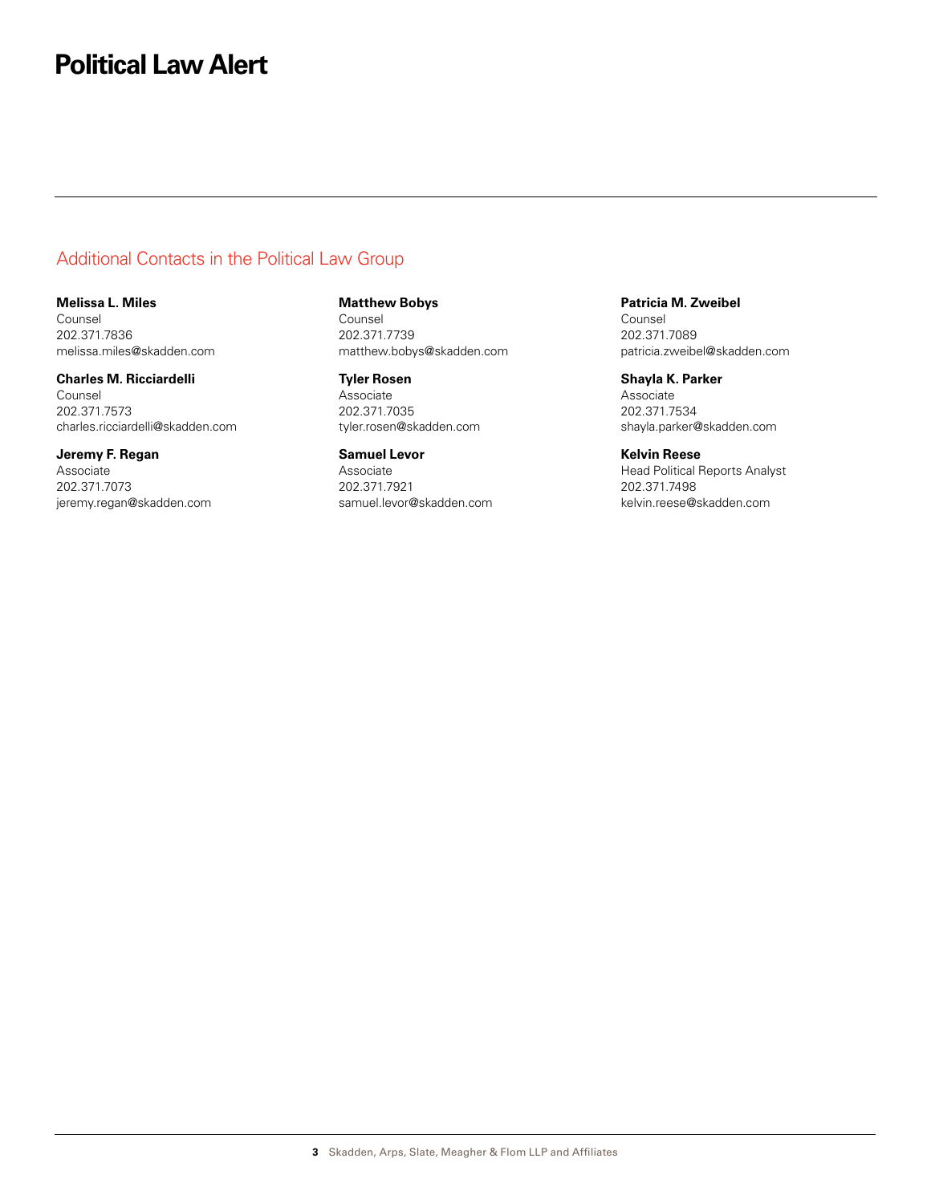# Political Law Alert

## Additional Contacts in the Political Law Group

**Melissa L. Miles**
Counsel
202.371.7836
melissa.miles@skadden.com

**Charles M. Ricciardelli**
Counsel
202.371.7573
charles.ricciardelli@skadden.com

**Jeremy F. Regan**
Associate
202.371.7073
jeremy.regan@skadden.com

**Matthew Bobys**
Counsel
202.371.7739
matthew.bobys@skadden.com

**Tyler Rosen**
Associate
202.371.7035
tyler.rosen@skadden.com

**Samuel Levor**
Associate
202.371.7921
samuel.levor@skadden.com

**Patricia M. Zweibel**
Counsel
202.371.7089
patricia.zweibel@skadden.com

**Shayla K. Parker**
Associate
202.371.7534
shayla.parker@skadden.com

**Kelvin Reese**
Head Political Reports Analyst
202.371.7498
kelvin.reese@skadden.com